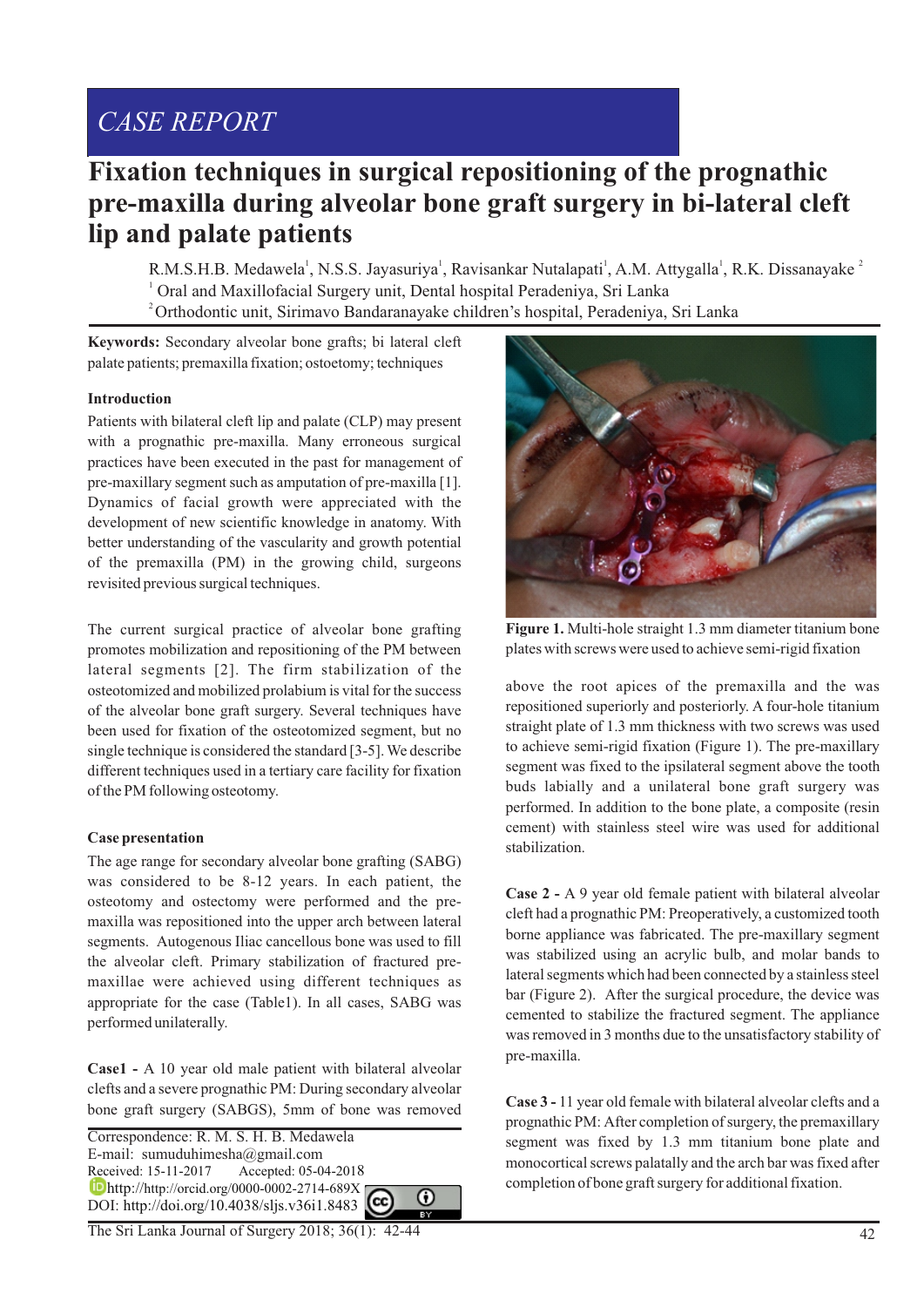CASE REPORT

# Fixation techniques in surgical repositioning of the prognathic pre-maxilla during alveolar bone graft surgery in bi-lateral cleft lip and palate patients

R.M.S.H.B. Medawela[1], N.S.S. Jayasuriya[1], Ravisankar Nutalapati[1], A.M. Attygalla[1], R.K. Dissanayake [2]

[1] Oral and Maxillofacial Surgery unit, Dental hospital Peradeniya, Sri Lanka

[2] Orthodontic unit, Sirimavo Bandaranayake children's hospital, Peradeniya, Sri Lanka

**Keywords:** Secondary alveolar bone grafts; bi lateral cleft palate patients; premaxilla fixation; ostoetomy; techniques

## Introduction

Patients with bilateral cleft lip and palate (CLP) may present with a prognathic pre-maxilla. Many erroneous surgical practices have been executed in the past for management of pre-maxillary segment such as amputation of pre-maxilla [1]. Dynamics of facial growth were appreciated with the development of new scientific knowledge in anatomy. With better understanding of the vascularity and growth potential of the premaxilla (PM) in the growing child, surgeons revisited previous surgical techniques.

The current surgical practice of alveolar bone grafting promotes mobilization and repositioning of the PM between lateral segments [2]. The firm stabilization of the osteotomized and mobilized prolabium is vital for the success of the alveolar bone graft surgery. Several techniques have been used for fixation of the osteotomized segment, but no single technique is considered the standard [3-5]. We describe different techniques used in a tertiary care facility for fixation of the PM following osteotomy.

## Case presentation

The age range for secondary alveolar bone grafting (SABG) was considered to be 8-12 years. In each patient, the osteotomy and ostectomy were performed and the pre-maxilla was repositioned into the upper arch between lateral segments. Autogenous Iliac cancellous bone was used to fill the alveolar cleft. Primary stabilization of fractured pre-maxillae were achieved using different techniques as appropriate for the case (Table1). In all cases, SABG was performed unilaterally.

**Case1 -** A 10 year old male patient with bilateral alveolar clefts and a severe prognathic PM: During secondary alveolar bone graft surgery (SABGS), 5mm of bone was removed above the root apices of the premaxilla and the was repositioned superiorly and posteriorly. A four-hole titanium straight plate of 1.3 mm thickness with two screws was used to achieve semi-rigid fixation (Figure 1). The pre-maxillary segment was fixed to the ipsilateral segment above the tooth buds labially and a unilateral bone graft surgery was performed. In addition to the bone plate, a composite (resin cement) with stainless steel wire was used for additional stabilization.

**Figure 1.** Multi-hole straight 1.3 mm diameter titanium bone plates with screws were used to achieve semi-rigid fixation

**Case 2 -** A 9 year old female patient with bilateral alveolar cleft had a prognathic PM: Preoperatively, a customized tooth borne appliance was fabricated. The pre-maxillary segment was stabilized using an acrylic bulb, and molar bands to lateral segments which had been connected by a stainless steel bar (Figure 2). After the surgical procedure, the device was cemented to stabilize the fractured segment. The appliance was removed in 3 months due to the unsatisfactory stability of pre-maxilla.

**Case 3 -** 11 year old female with bilateral alveolar clefts and a prognathic PM: After completion of surgery, the premaxillary segment was fixed by 1.3 mm titanium bone plate and monocortical screws palatally and the arch bar was fixed after completion of bone graft surgery for additional fixation.

Correspondence: R. M. S. H. B. Medawela
E-mail: sumuduhimesha@gmail.com
Received: 15-11-2017 Accepted: 05-04-2018
http://http://orcid.org/0000-0002-2714-689X
DOI: http://doi.org/10.4038/sljs.v36i1.8483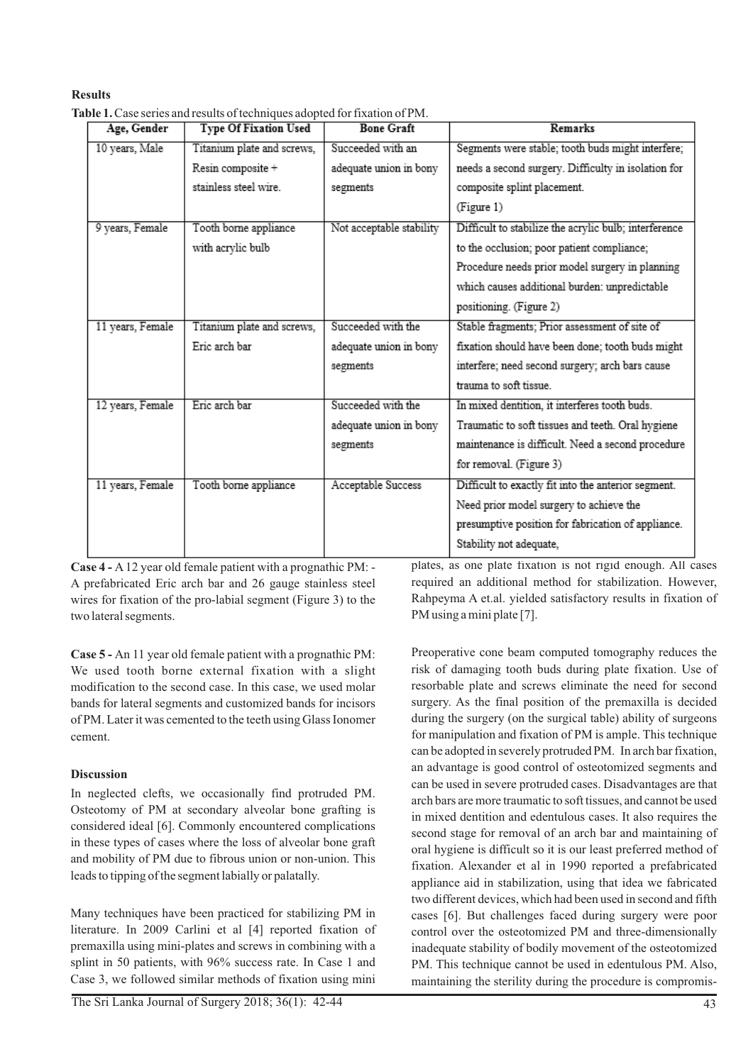## Results

**Table 1.** Case series and results of techniques adopted for fixation of PM.

| Age, Gender | Type Of Fixation Used | Bone Graft | Remarks |
|---|---|---|---|
| 10 years, Male | Titanium plate and screws, Resin composite + stainless steel wire. | Succeeded with an adequate union in bony segments | Segments were stable; tooth buds might interfere; needs a second surgery. Difficulty in isolation for composite splint placement. (Figure 1) |
| 9 years, Female | Tooth borne appliance with acrylic bulb | Not acceptable stability | Difficult to stabilize the acrylic bulb; interference to the occlusion; poor patient compliance; Procedure needs prior model surgery in planning which causes additional burden: unpredictable positioning. (Figure 2) |
| 11 years, Female | Titanium plate and screws, Eric arch bar | Succeeded with the adequate union in bony segments | Stable fragments; Prior assessment of site of fixation should have been done; tooth buds might interfere; need second surgery; arch bars cause trauma to soft tissue. |
| 12 years, Female | Eric arch bar | Succeeded with the adequate union in bony segments | In mixed dentition, it interferes tooth buds. Traumatic to soft tissues and teeth. Oral hygiene maintenance is difficult. Need a second procedure for removal. (Figure 3) |
| 11 years, Female | Tooth borne appliance | Acceptable Success | Difficult to exactly fit into the anterior segment. Need prior model surgery to achieve the presumptive position for fabrication of appliance. Stability not adequate, |

**Case 4 -** A 12 year old female patient with a prognathic PM: - A prefabricated Eric arch bar and 26 gauge stainless steel wires for fixation of the pro-labial segment (Figure 3) to the two lateral segments.

**Case 5 -** An 11 year old female patient with a prognathic PM: We used tooth borne external fixation with a slight modification to the second case. In this case, we used molar bands for lateral segments and customized bands for incisors of PM. Later it was cemented to the teeth using Glass Ionomer cement.

## Discussion

In neglected clefts, we occasionally find protruded PM. Osteotomy of PM at secondary alveolar bone grafting is considered ideal [6]. Commonly encountered complications in these types of cases where the loss of alveolar bone graft and mobility of PM due to fibrous union or non-union. This leads to tipping of the segment labially or palatally.

Many techniques have been practiced for stabilizing PM in literature. In 2009 Carlini et al [4] reported fixation of premaxilla using mini-plates and screws in combining with a splint in 50 patients, with 96% success rate. In Case 1 and Case 3, we followed similar methods of fixation using mini plates, as one plate fixation is not rigid enough. All cases required an additional method for stabilization. However, Rahpeyma A et.al. yielded satisfactory results in fixation of PM using a mini plate [7].

Preoperative cone beam computed tomography reduces the risk of damaging tooth buds during plate fixation. Use of resorbable plate and screws eliminate the need for second surgery. As the final position of the premaxilla is decided during the surgery (on the surgical table) ability of surgeons for manipulation and fixation of PM is ample. This technique can be adopted in severely protruded PM. In arch bar fixation, an advantage is good control of osteotomized segments and can be used in severe protruded cases. Disadvantages are that arch bars are more traumatic to soft tissues, and cannot be used in mixed dentition and edentulous cases. It also requires the second stage for removal of an arch bar and maintaining of oral hygiene is difficult so it is our least preferred method of fixation. Alexander et al in 1990 reported a prefabricated appliance aid in stabilization, using that idea we fabricated two different devices, which had been used in second and fifth cases [6]. But challenges faced during surgery were poor control over the osteotomized PM and three-dimensionally inadequate stability of bodily movement of the osteotomized PM. This technique cannot be used in edentulous PM. Also, maintaining the sterility during the procedure is compromis-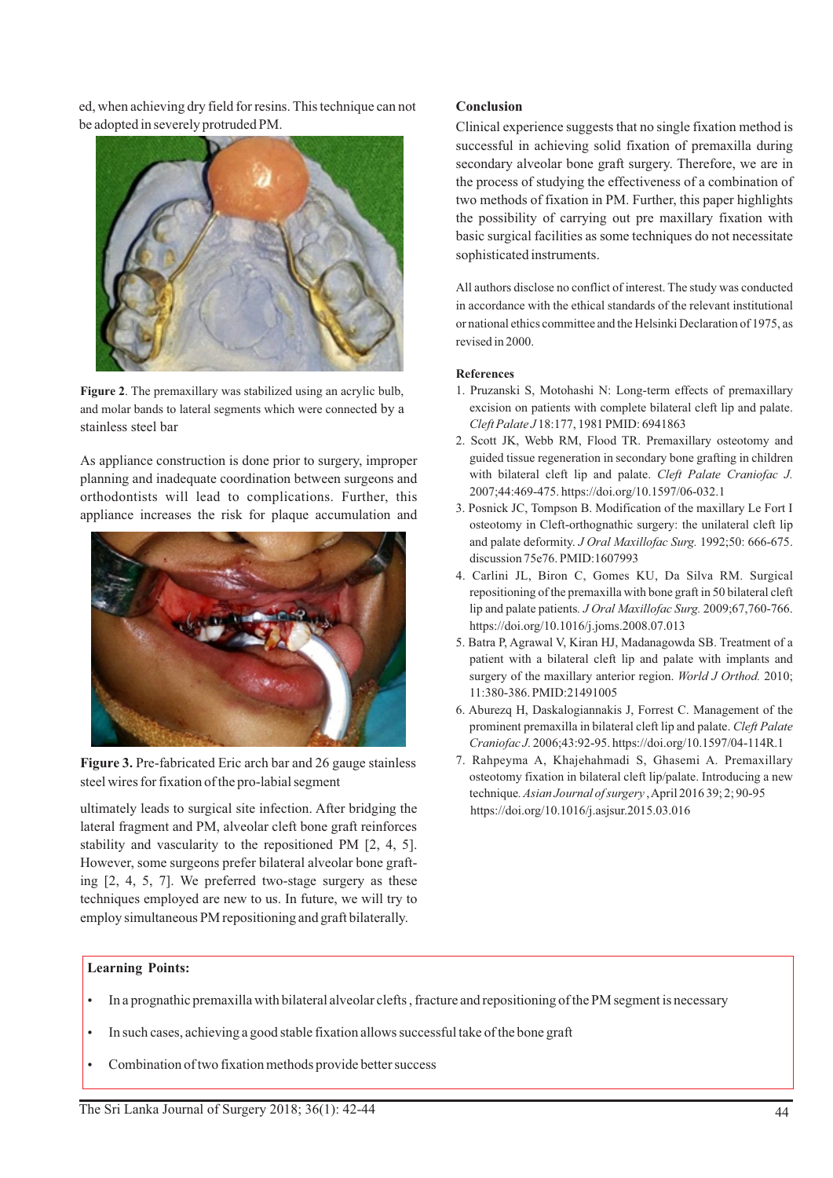ed, when achieving dry field for resins. This technique can not be adopted in severely protruded PM.

**Figure 2**. The premaxillary was stabilized using an acrylic bulb, and molar bands to lateral segments which were connected by a stainless steel bar

As appliance construction is done prior to surgery, improper planning and inadequate coordination between surgeons and orthodontists will lead to complications. Further, this appliance increases the risk for plaque accumulation and ultimately leads to surgical site infection. After bridging the lateral fragment and PM, alveolar cleft bone graft reinforces stability and vascularity to the repositioned PM [2, 4, 5]. However, some surgeons prefer bilateral alveolar bone grafting [2, 4, 5, 7]. We preferred two-stage surgery as these techniques employed are new to us. In future, we will try to employ simultaneous PM repositioning and graft bilaterally.

**Figure 3.** Pre-fabricated Eric arch bar and 26 gauge stainless steel wires for fixation of the pro-labial segment

## Conclusion

Clinical experience suggests that no single fixation method is successful in achieving solid fixation of premaxilla during secondary alveolar bone graft surgery. Therefore, we are in the process of studying the effectiveness of a combination of two methods of fixation in PM. Further, this paper highlights the possibility of carrying out pre maxillary fixation with basic surgical facilities as some techniques do not necessitate sophisticated instruments.

All authors disclose no conflict of interest. The study was conducted in accordance with the ethical standards of the relevant institutional or national ethics committee and the Helsinki Declaration of 1975, as revised in 2000.

## References

1. Pruzanski S, Motohashi N: Long-term effects of premaxillary excision on patients with complete bilateral cleft lip and palate. *Cleft Palate J* 18:177, 1981 PMID: 6941863
2. Scott JK, Webb RM, Flood TR. Premaxillary osteotomy and guided tissue regeneration in secondary bone grafting in children with bilateral cleft lip and palate. *Cleft Palate Craniofac J.* 2007;44:469-475. https://doi.org/10.1597/06-032.1
3. Posnick JC, Tompson B. Modification of the maxillary Le Fort I osteotomy in Cleft-orthognathic surgery: the unilateral cleft lip and palate deformity. *J Oral Maxillofac Surg.* 1992;50: 666-675. discussion 75e76. PMID:1607993
4. Carlini JL, Biron C, Gomes KU, Da Silva RM. Surgical repositioning of the premaxilla with bone graft in 50 bilateral cleft lip and palate patients. *J Oral Maxillofac Surg.* 2009;67,760-766. https://doi.org/10.1016/j.joms.2008.07.013
5. Batra P, Agrawal V, Kiran HJ, Madanagowda SB. Treatment of a patient with a bilateral cleft lip and palate with implants and surgery of the maxillary anterior region. *World J Orthod.* 2010; 11:380-386. PMID:21491005
6. Aburezq H, Daskalogiannakis J, Forrest C. Management of the prominent premaxilla in bilateral cleft lip and palate. *Cleft Palate Craniofac J.* 2006;43:92-95. https://doi.org/10.1597/04-114R.1
7. Rahpeyma A, Khajehahmadi S, Ghasemi A. Premaxillary osteotomy fixation in bilateral cleft lip/palate. Introducing a new technique. *Asian Journal of surgery* ,April 2016 39; 2; 90-95 https://doi.org/10.1016/j.asjsur.2015.03.016

**Learning Points:**

- In a prognathic premaxilla with bilateral alveolar clefts , fracture and repositioning of the PM segment is necessary
- In such cases, achieving a good stable fixation allows successful take of the bone graft
- Combination of two fixation methods provide better success